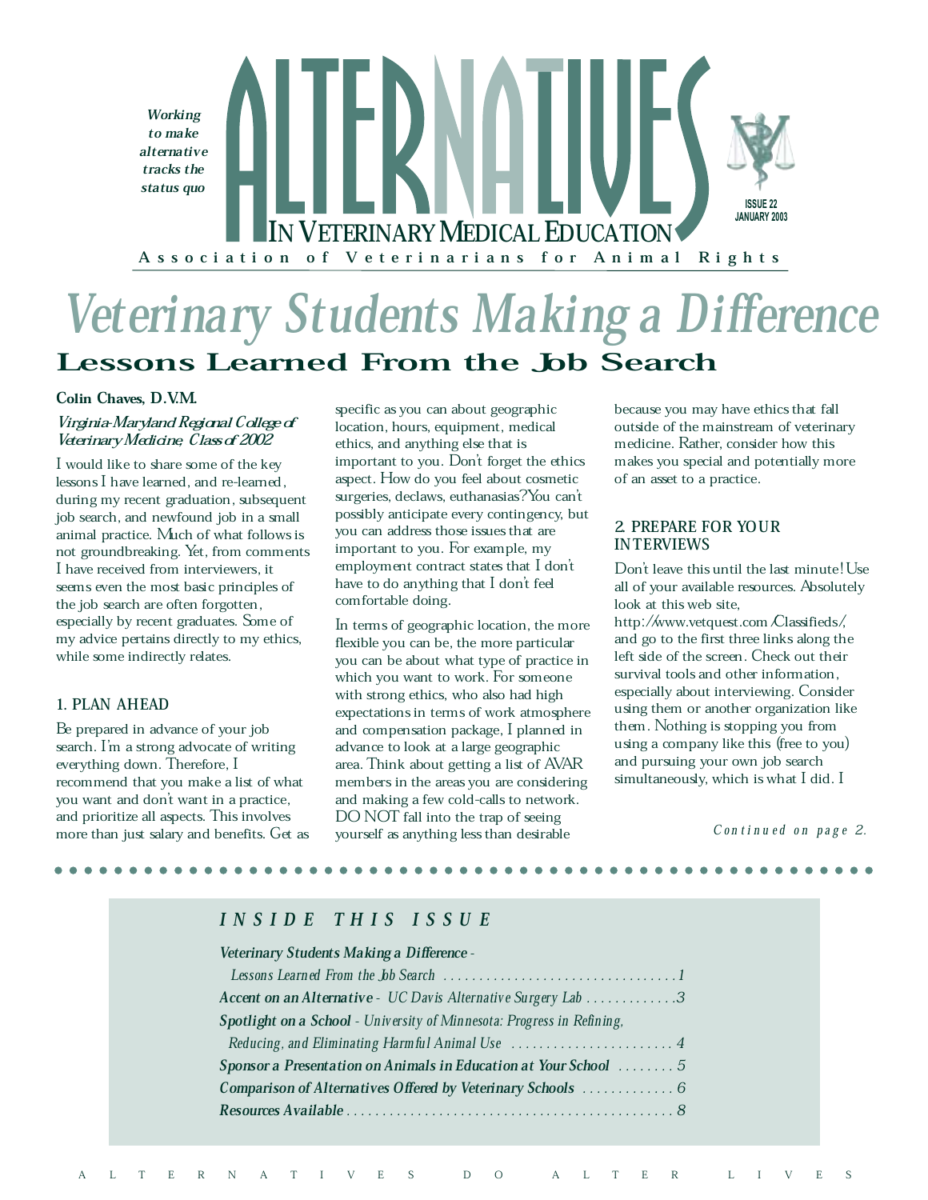*Working to make alternative tracks the status quo*

# ALTERNATIVES IN VETERINARY MEDICAL EDUCATION

ISSUE 22
JANUARY 2003

Association of Veterinarians for Animal Rights

# Veterinary Students Making a Difference

## Lessons Learned From the Job Search

**Colin Chaves, D.V.M.**

*Virginia-Maryland Regional College of Veterinary Medicine, Class of 2002*

I would like to share some of the key lessons I have learned, and re-learned, during my recent graduation, subsequent job search, and newfound job in a small animal practice. Much of what follows is not groundbreaking. Yet, from comments I have received from interviewers, it seems even the most basic principles of the job search are often forgotten, especially by recent graduates. Some of my advice pertains directly to my ethics, while some indirectly relates.

### 1. PLAN AHEAD

Be prepared in advance of your job search. I'm a strong advocate of writing everything down. Therefore, I recommend that you make a list of what you want and don't want in a practice, and prioritize all aspects. This involves more than just salary and benefits. Get as specific as you can about geographic location, hours, equipment, medical ethics, and anything else that is important to you. Don't forget the ethics aspect. How do you feel about cosmetic surgeries, declaws, euthanasias? You can't possibly anticipate every contingency, but you can address those issues that are important to you. For example, my employment contract states that I don't have to do anything that I don't feel comfortable doing.

In terms of geographic location, the more flexible you can be, the more particular you can be about what type of practice in which you want to work. For someone with strong ethics, who also had high expectations in terms of work atmosphere and compensation package, I planned in advance to look at a large geographic area. Think about getting a list of AVAR members in the areas you are considering and making a few cold-calls to network. DO NOT fall into the trap of seeing yourself as anything less than desirable because you may have ethics that fall outside of the mainstream of veterinary medicine. Rather, consider how this makes you special and potentially more of an asset to a practice.

### 2. PREPARE FOR YOUR INTERVIEWS

Don't leave this until the last minute! Use all of your available resources. Absolutely look at this web site, http://www.vetquest.com/Classifieds/, and go to the first three links along the left side of the screen. Check out their survival tools and other information, especially about interviewing. Consider using them or another organization like them. Nothing is stopping you from using a company like this (free to you) and pursuing your own job search simultaneously, which is what I did. I

*Continued on page 2.*

---

### INSIDE THIS ISSUE

- ***Veterinary Students Making a Difference*** - *Lessons Learned From the Job Search* . . . . 1
- ***Accent on an Alternative*** - *UC Davis Alternative Surgery Lab* . . . . 3
- ***Spotlight on a School*** - *University of Minnesota: Progress in Refining, Reducing, and Eliminating Harmful Animal Use* . . . . 4
- ***Sponsor a Presentation on Animals in Education at Your School*** . . . . 5
- ***Comparison of Alternatives Offered by Veterinary Schools*** . . . . 6
- ***Resources Available*** . . . . 8

ALTERNATIVES DO ALTER LIVES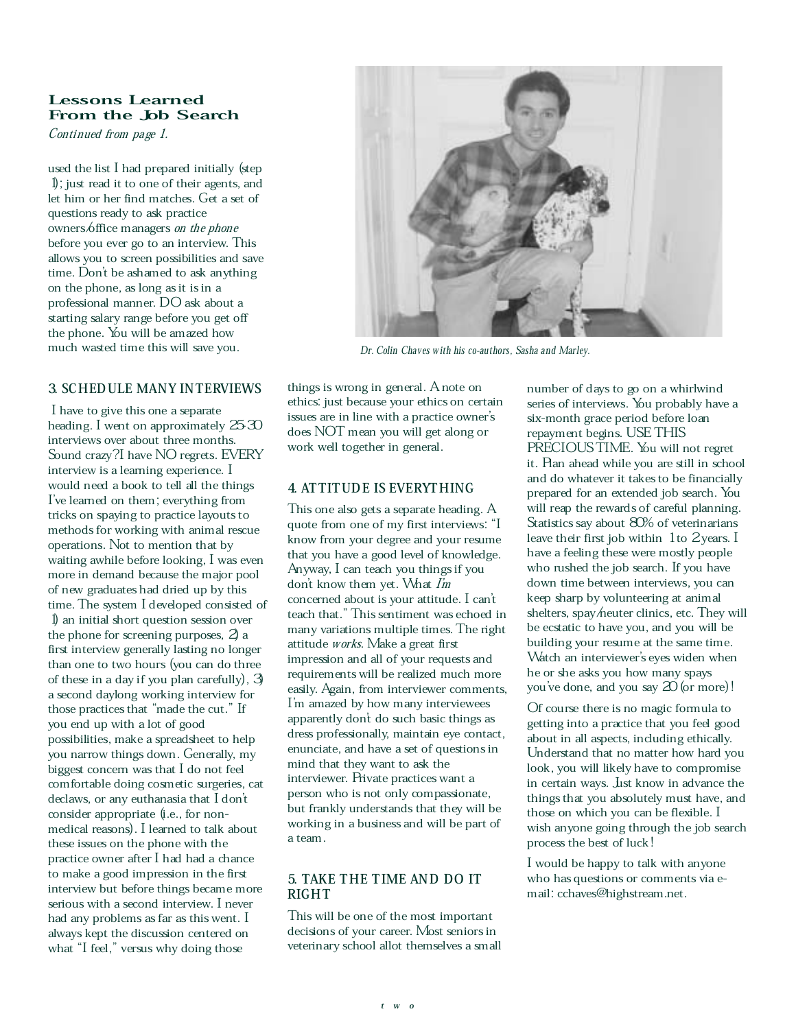## Lessons Learned From the Job Search

*Continued from page 1.*

used the list I had prepared initially (step 1); just read it to one of their agents, and let him or her find matches. Get a set of questions ready to ask practice owners/office managers *on the phone* before you ever go to an interview. This allows you to screen possibilities and save time. Don't be ashamed to ask anything on the phone, as long as it is in a professional manner. DO ask about a starting salary range before you get off the phone. You will be amazed how much wasted time this will save you.

Dr. Colin Chaves with his co-authors, Sasha and Marley.

### 3. SCHEDULE MANY INTERVIEWS

I have to give this one a separate heading. I went on approximately 25-30 interviews over about three months. Sound crazy? I have NO regrets. EVERY interview is a learning experience. I would need a book to tell all the things I've learned on them; everything from tricks on spaying to practice layouts to methods for working with animal rescue operations. Not to mention that by waiting awhile before looking, I was even more in demand because the major pool of new graduates had dried up by this time. The system I developed consisted of 1) an initial short question session over the phone for screening purposes, 2) a first interview generally lasting no longer than one to two hours (you can do three of these in a day if you plan carefully), 3) a second daylong working interview for those practices that "made the cut." If you end up with a lot of good possibilities, make a spreadsheet to help you narrow things down. Generally, my biggest concern was that I do not feel comfortable doing cosmetic surgeries, cat declaws, or any euthanasia that I don't consider appropriate (i.e., for non-medical reasons). I learned to talk about these issues on the phone with the practice owner after I had had a chance to make a good impression in the first interview but before things became more serious with a second interview. I never had any problems as far as this went. I always kept the discussion centered on what "I feel," versus why doing those things is wrong in general. A note on ethics: just because your ethics on certain issues are in line with a practice owner's does NOT mean you will get along or work well together in general.

### 4. ATTITUDE IS EVERYTHING

This one also gets a separate heading. A quote from one of my first interviews: "I know from your degree and your resume that you have a good level of knowledge. Anyway, I can teach you things if you don't know them yet. What *I'm* concerned about is your attitude. I can't teach that." This sentiment was echoed in many variations multiple times. The right attitude *works*. Make a great first impression and all of your requests and requirements will be realized much more easily. Again, from interviewer comments, I'm amazed by how many interviewees apparently don't do such basic things as dress professionally, maintain eye contact, enunciate, and have a set of questions in mind that they want to ask the interviewer. Private practices want a person who is not only compassionate, but frankly understands that they will be working in a business and will be part of a team.

### 5. TAKE THE TIME AND DO IT RIGHT

This will be one of the most important decisions of your career. Most seniors in veterinary school allot themselves a small number of days to go on a whirlwind series of interviews. You probably have a six-month grace period before loan repayment begins. USE THIS PRECIOUS TIME. You will not regret it. Plan ahead while you are still in school and do whatever it takes to be financially prepared for an extended job search. You will reap the rewards of careful planning. Statistics say about 80% of veterinarians leave their first job within 1 to 2 years. I have a feeling these were mostly people who rushed the job search. If you have down time between interviews, you can keep sharp by volunteering at animal shelters, spay/neuter clinics, etc. They will be ecstatic to have you, and you will be building your resume at the same time. Watch an interviewer's eyes widen when he or she asks you how many spays you've done, and you say 20 (or more)!

Of course there is no magic formula to getting into a practice that you feel good about in all aspects, including ethically. Understand that no matter how hard you look, you will likely have to compromise in certain ways. Just know in advance the things that you absolutely must have, and those on which you can be flexible. I wish anyone going through the job search process the best of luck!

I would be happy to talk with anyone who has questions or comments via e-mail: cchaves@highstream.net.